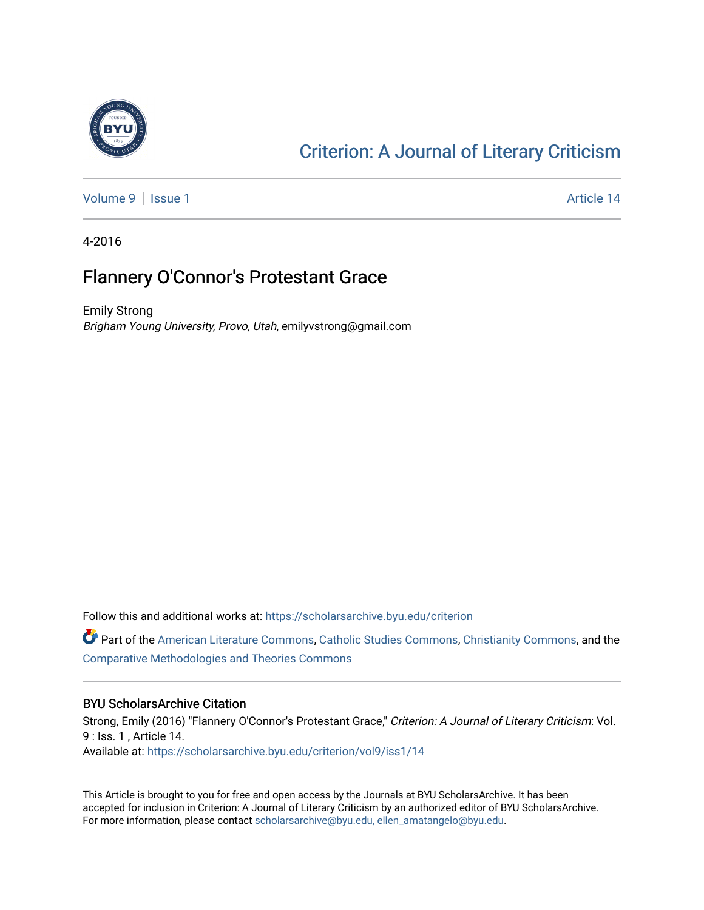[Criterion: A Journal of Literary Criticism](https://scholarsarchive.byu.edu/criterion)

Volume 9 | Issue 1 Article 14

4-2016

# Flannery O'Connor's Protestant Grace

Emily Strong
*Brigham Young University, Provo, Utah*, emilyvstrong@gmail.com

Follow this and additional works at: https://scholarsarchive.byu.edu/criterion

Part of the American Literature Commons, Catholic Studies Commons, Christianity Commons, and the Comparative Methodologies and Theories Commons

## BYU ScholarsArchive Citation

Strong, Emily (2016) "Flannery O'Connor's Protestant Grace," *Criterion: A Journal of Literary Criticism*: Vol. 9 : Iss. 1 , Article 14.
Available at: https://scholarsarchive.byu.edu/criterion/vol9/iss1/14

This Article is brought to you for free and open access by the Journals at BYU ScholarsArchive. It has been accepted for inclusion in Criterion: A Journal of Literary Criticism by an authorized editor of BYU ScholarsArchive. For more information, please contact scholarsarchive@byu.edu, ellen_amatangelo@byu.edu.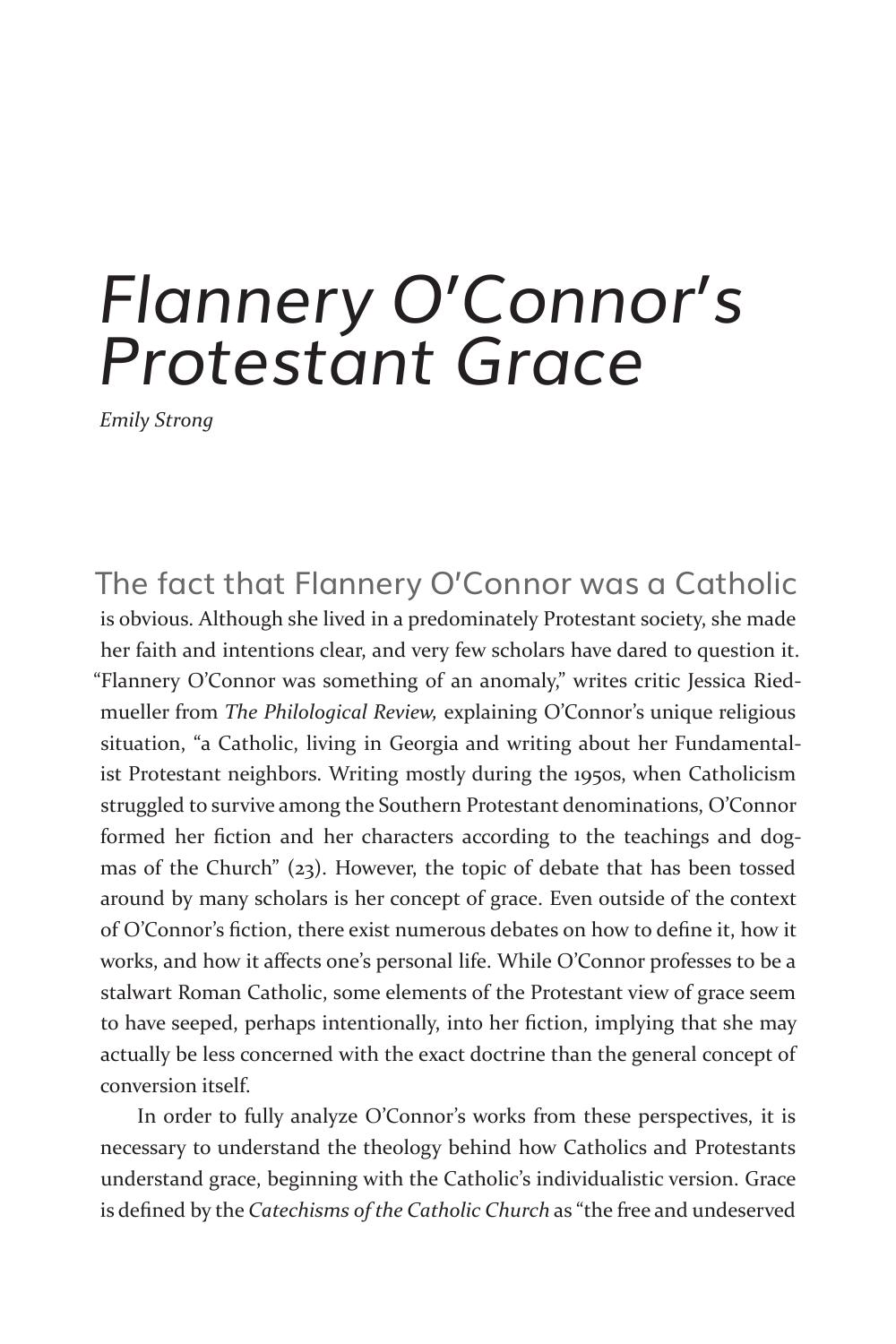# *Flannery O'Connor's Protestant Grace*

*Emily Strong*

The fact that Flannery O'Connor was a Catholic is obvious. Although she lived in a predominately Protestant society, she made her faith and intentions clear, and very few scholars have dared to question it. "Flannery O'Connor was something of an anomaly," writes critic Jessica Riedmueller from *The Philological Review,* explaining O'Connor's unique religious situation, "a Catholic, living in Georgia and writing about her Fundamentalist Protestant neighbors. Writing mostly during the 1950s, when Catholicism struggled to survive among the Southern Protestant denominations, O'Connor formed her fiction and her characters according to the teachings and dogmas of the Church" (23). However, the topic of debate that has been tossed around by many scholars is her concept of grace. Even outside of the context of O'Connor's fiction, there exist numerous debates on how to define it, how it works, and how it affects one's personal life. While O'Connor professes to be a stalwart Roman Catholic, some elements of the Protestant view of grace seem to have seeped, perhaps intentionally, into her fiction, implying that she may actually be less concerned with the exact doctrine than the general concept of conversion itself.

In order to fully analyze O'Connor's works from these perspectives, it is necessary to understand the theology behind how Catholics and Protestants understand grace, beginning with the Catholic's individualistic version. Grace is defined by the *Catechisms of the Catholic Church* as "the free and undeserved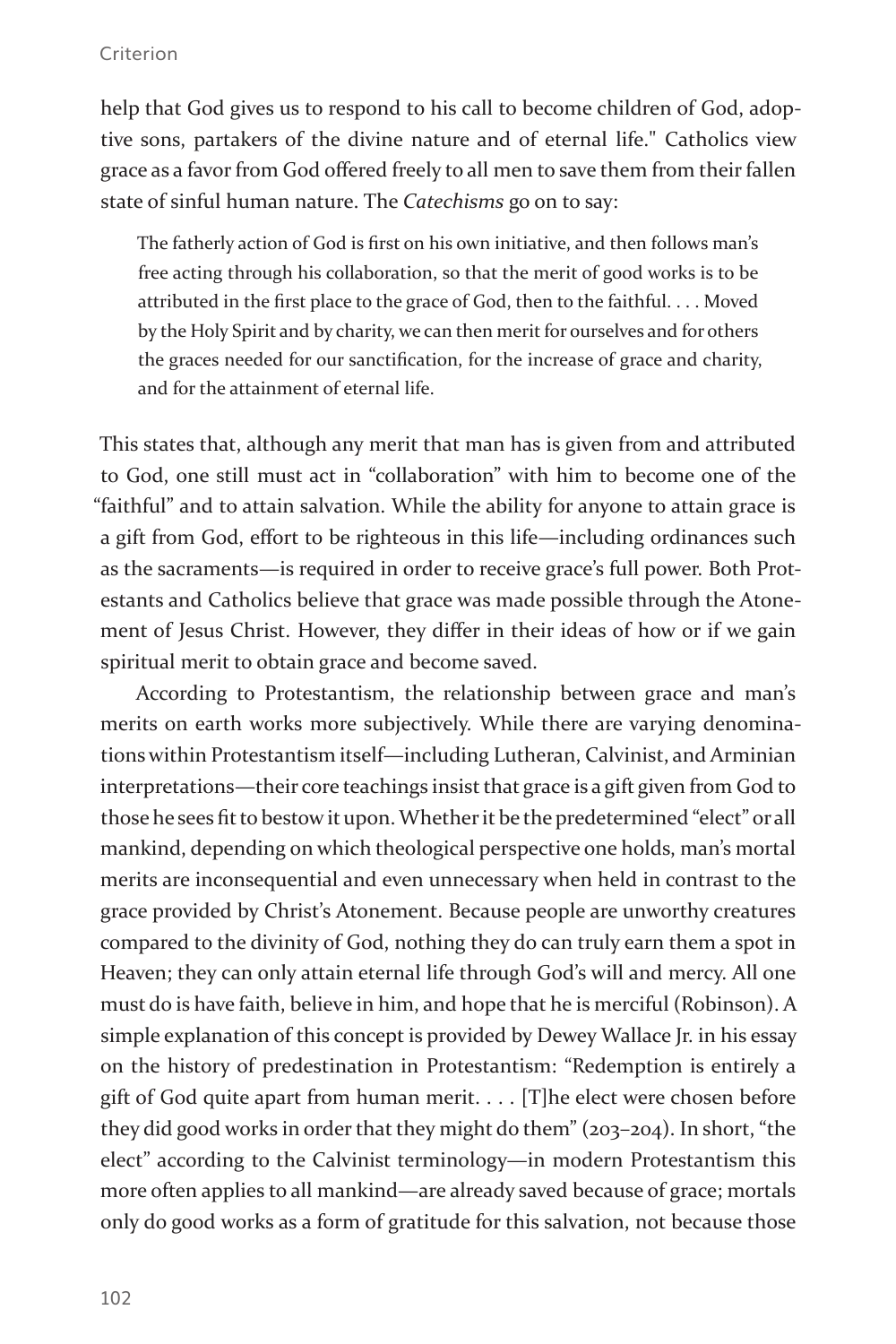help that God gives us to respond to his call to become children of God, adoptive sons, partakers of the divine nature and of eternal life." Catholics view grace as a favor from God offered freely to all men to save them from their fallen state of sinful human nature. The *Catechisms* go on to say:

> The fatherly action of God is first on his own initiative, and then follows man's free acting through his collaboration, so that the merit of good works is to be attributed in the first place to the grace of God, then to the faithful. . . . Moved by the Holy Spirit and by charity, we can then merit for ourselves and for others the graces needed for our sanctification, for the increase of grace and charity, and for the attainment of eternal life.

This states that, although any merit that man has is given from and attributed to God, one still must act in "collaboration" with him to become one of the "faithful" and to attain salvation. While the ability for anyone to attain grace is a gift from God, effort to be righteous in this life—including ordinances such as the sacraments—is required in order to receive grace's full power. Both Protestants and Catholics believe that grace was made possible through the Atonement of Jesus Christ. However, they differ in their ideas of how or if we gain spiritual merit to obtain grace and become saved.

According to Protestantism, the relationship between grace and man's merits on earth works more subjectively. While there are varying denominations within Protestantism itself—including Lutheran, Calvinist, and Arminian interpretations—their core teachings insist that grace is a gift given from God to those he sees fit to bestow it upon. Whether it be the predetermined "elect" or all mankind, depending on which theological perspective one holds, man's mortal merits are inconsequential and even unnecessary when held in contrast to the grace provided by Christ's Atonement. Because people are unworthy creatures compared to the divinity of God, nothing they do can truly earn them a spot in Heaven; they can only attain eternal life through God's will and mercy. All one must do is have faith, believe in him, and hope that he is merciful (Robinson). A simple explanation of this concept is provided by Dewey Wallace Jr. in his essay on the history of predestination in Protestantism: "Redemption is entirely a gift of God quite apart from human merit. . . . [T]he elect were chosen before they did good works in order that they might do them" (203–204). In short, "the elect" according to the Calvinist terminology—in modern Protestantism this more often applies to all mankind—are already saved because of grace; mortals only do good works as a form of gratitude for this salvation, not because those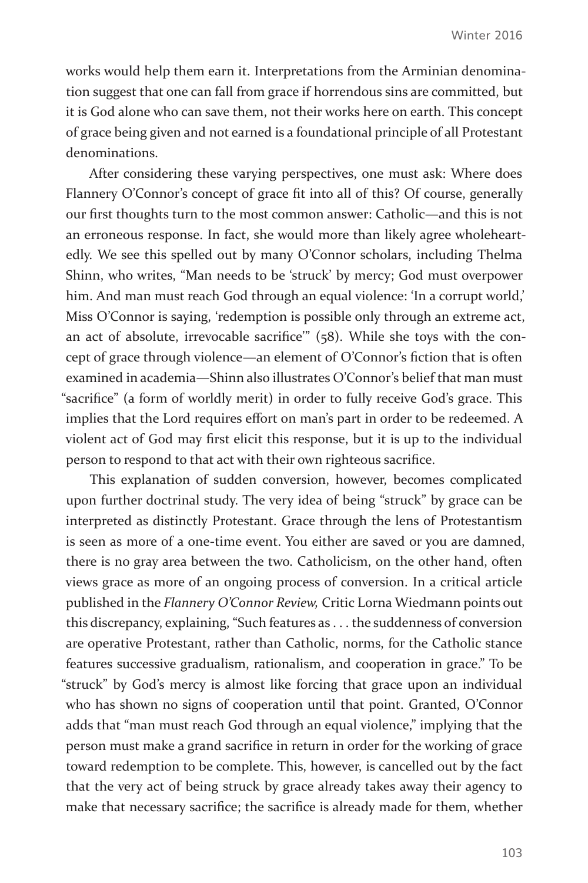works would help them earn it. Interpretations from the Arminian denomination suggest that one can fall from grace if horrendous sins are committed, but it is God alone who can save them, not their works here on earth. This concept of grace being given and not earned is a foundational principle of all Protestant denominations.

After considering these varying perspectives, one must ask: Where does Flannery O'Connor's concept of grace fit into all of this? Of course, generally our first thoughts turn to the most common answer: Catholic—and this is not an erroneous response. In fact, she would more than likely agree wholeheartedly. We see this spelled out by many O'Connor scholars, including Thelma Shinn, who writes, "Man needs to be 'struck' by mercy; God must overpower him. And man must reach God through an equal violence: 'In a corrupt world,' Miss O'Connor is saying, 'redemption is possible only through an extreme act, an act of absolute, irrevocable sacrifice'" (58). While she toys with the concept of grace through violence—an element of O'Connor's fiction that is often examined in academia—Shinn also illustrates O'Connor's belief that man must "sacrifice" (a form of worldly merit) in order to fully receive God's grace. This implies that the Lord requires effort on man's part in order to be redeemed. A violent act of God may first elicit this response, but it is up to the individual person to respond to that act with their own righteous sacrifice.

This explanation of sudden conversion, however, becomes complicated upon further doctrinal study. The very idea of being "struck" by grace can be interpreted as distinctly Protestant. Grace through the lens of Protestantism is seen as more of a one-time event. You either are saved or you are damned, there is no gray area between the two. Catholicism, on the other hand, often views grace as more of an ongoing process of conversion. In a critical article published in the *Flannery O'Connor Review,* Critic Lorna Wiedmann points out this discrepancy, explaining, "Such features as . . . the suddenness of conversion are operative Protestant, rather than Catholic, norms, for the Catholic stance features successive gradualism, rationalism, and cooperation in grace." To be "struck" by God's mercy is almost like forcing that grace upon an individual who has shown no signs of cooperation until that point. Granted, O'Connor adds that "man must reach God through an equal violence," implying that the person must make a grand sacrifice in return in order for the working of grace toward redemption to be complete. This, however, is cancelled out by the fact that the very act of being struck by grace already takes away their agency to make that necessary sacrifice; the sacrifice is already made for them, whether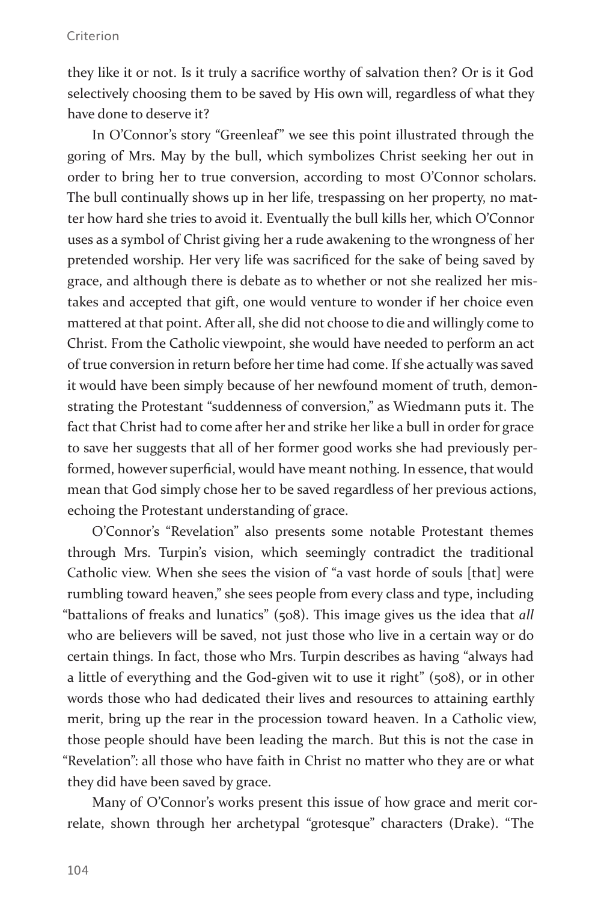they like it or not. Is it truly a sacrifice worthy of salvation then? Or is it God selectively choosing them to be saved by His own will, regardless of what they have done to deserve it?

In O'Connor's story "Greenleaf" we see this point illustrated through the goring of Mrs. May by the bull, which symbolizes Christ seeking her out in order to bring her to true conversion, according to most O'Connor scholars. The bull continually shows up in her life, trespassing on her property, no matter how hard she tries to avoid it. Eventually the bull kills her, which O'Connor uses as a symbol of Christ giving her a rude awakening to the wrongness of her pretended worship. Her very life was sacrificed for the sake of being saved by grace, and although there is debate as to whether or not she realized her mistakes and accepted that gift, one would venture to wonder if her choice even mattered at that point. After all, she did not choose to die and willingly come to Christ. From the Catholic viewpoint, she would have needed to perform an act of true conversion in return before her time had come. If she actually was saved it would have been simply because of her newfound moment of truth, demonstrating the Protestant "suddenness of conversion," as Wiedmann puts it. The fact that Christ had to come after her and strike her like a bull in order for grace to save her suggests that all of her former good works she had previously performed, however superficial, would have meant nothing. In essence, that would mean that God simply chose her to be saved regardless of her previous actions, echoing the Protestant understanding of grace.

O'Connor's "Revelation" also presents some notable Protestant themes through Mrs. Turpin's vision, which seemingly contradict the traditional Catholic view. When she sees the vision of "a vast horde of souls [that] were rumbling toward heaven," she sees people from every class and type, including "battalions of freaks and lunatics" (508). This image gives us the idea that *all* who are believers will be saved, not just those who live in a certain way or do certain things. In fact, those who Mrs. Turpin describes as having "always had a little of everything and the God-given wit to use it right" (508), or in other words those who had dedicated their lives and resources to attaining earthly merit, bring up the rear in the procession toward heaven. In a Catholic view, those people should have been leading the march. But this is not the case in "Revelation": all those who have faith in Christ no matter who they are or what they did have been saved by grace.

Many of O'Connor's works present this issue of how grace and merit correlate, shown through her archetypal "grotesque" characters (Drake). "The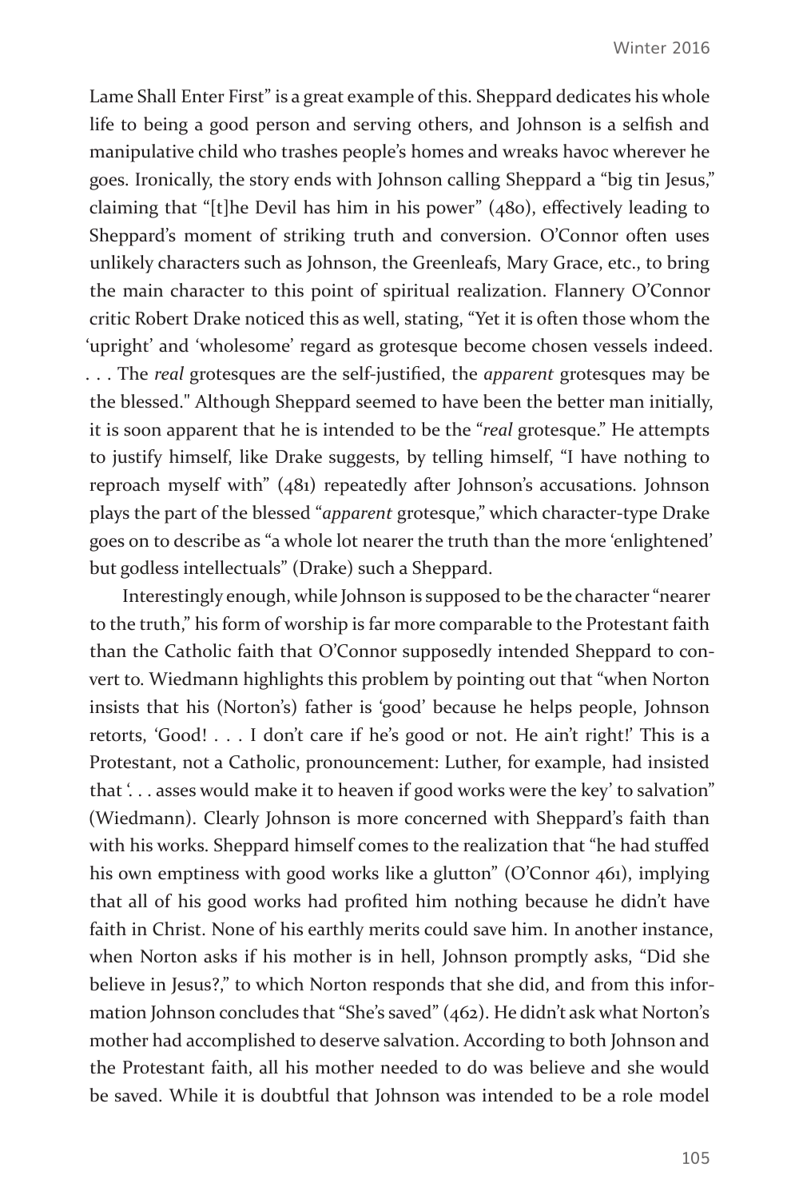Lame Shall Enter First" is a great example of this. Sheppard dedicates his whole life to being a good person and serving others, and Johnson is a selfish and manipulative child who trashes people's homes and wreaks havoc wherever he goes. Ironically, the story ends with Johnson calling Sheppard a "big tin Jesus," claiming that "[t]he Devil has him in his power" (480), effectively leading to Sheppard's moment of striking truth and conversion. O'Connor often uses unlikely characters such as Johnson, the Greenleafs, Mary Grace, etc., to bring the main character to this point of spiritual realization. Flannery O'Connor critic Robert Drake noticed this as well, stating, "Yet it is often those whom the 'upright' and 'wholesome' regard as grotesque become chosen vessels indeed. . . . The *real* grotesques are the self-justified, the *apparent* grotesques may be the blessed." Although Sheppard seemed to have been the better man initially, it is soon apparent that he is intended to be the "*real* grotesque." He attempts to justify himself, like Drake suggests, by telling himself, "I have nothing to reproach myself with" (481) repeatedly after Johnson's accusations. Johnson plays the part of the blessed "*apparent* grotesque," which character-type Drake goes on to describe as "a whole lot nearer the truth than the more 'enlightened' but godless intellectuals" (Drake) such a Sheppard.

Interestingly enough, while Johnson is supposed to be the character "nearer to the truth," his form of worship is far more comparable to the Protestant faith than the Catholic faith that O'Connor supposedly intended Sheppard to convert to. Wiedmann highlights this problem by pointing out that "when Norton insists that his (Norton's) father is 'good' because he helps people, Johnson retorts, 'Good! . . . I don't care if he's good or not. He ain't right!' This is a Protestant, not a Catholic, pronouncement: Luther, for example, had insisted that '. . . asses would make it to heaven if good works were the key' to salvation" (Wiedmann). Clearly Johnson is more concerned with Sheppard's faith than with his works. Sheppard himself comes to the realization that "he had stuffed his own emptiness with good works like a glutton" (O'Connor 461), implying that all of his good works had profited him nothing because he didn't have faith in Christ. None of his earthly merits could save him. In another instance, when Norton asks if his mother is in hell, Johnson promptly asks, "Did she believe in Jesus?," to which Norton responds that she did, and from this information Johnson concludes that "She's saved" (462). He didn't ask what Norton's mother had accomplished to deserve salvation. According to both Johnson and the Protestant faith, all his mother needed to do was believe and she would be saved. While it is doubtful that Johnson was intended to be a role model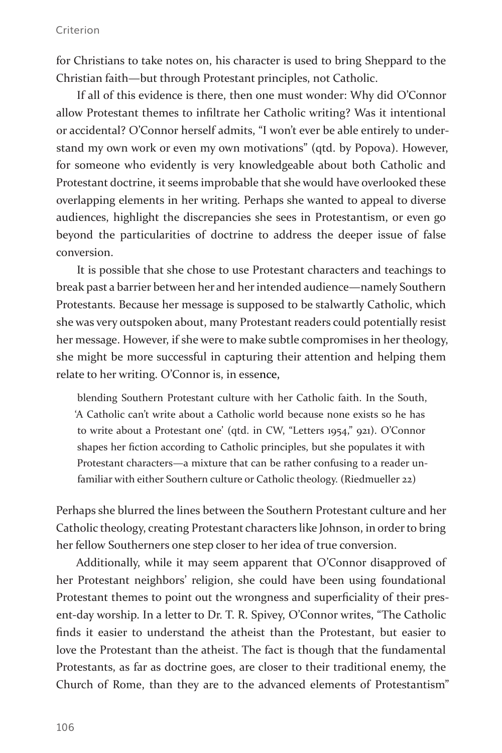for Christians to take notes on, his character is used to bring Sheppard to the Christian faith—but through Protestant principles, not Catholic.

If all of this evidence is there, then one must wonder: Why did O'Connor allow Protestant themes to infiltrate her Catholic writing? Was it intentional or accidental? O'Connor herself admits, "I won't ever be able entirely to understand my own work or even my own motivations" (qtd. by Popova). However, for someone who evidently is very knowledgeable about both Catholic and Protestant doctrine, it seems improbable that she would have overlooked these overlapping elements in her writing. Perhaps she wanted to appeal to diverse audiences, highlight the discrepancies she sees in Protestantism, or even go beyond the particularities of doctrine to address the deeper issue of false conversion.

It is possible that she chose to use Protestant characters and teachings to break past a barrier between her and her intended audience—namely Southern Protestants. Because her message is supposed to be stalwartly Catholic, which she was very outspoken about, many Protestant readers could potentially resist her message. However, if she were to make subtle compromises in her theology, she might be more successful in capturing their attention and helping them relate to her writing. O'Connor is, in essence,

> blending Southern Protestant culture with her Catholic faith. In the South, 'A Catholic can't write about a Catholic world because none exists so he has to write about a Protestant one' (qtd. in CW, "Letters 1954," 921). O'Connor shapes her fiction according to Catholic principles, but she populates it with Protestant characters—a mixture that can be rather confusing to a reader unfamiliar with either Southern culture or Catholic theology. (Riedmueller 22)

Perhaps she blurred the lines between the Southern Protestant culture and her Catholic theology, creating Protestant characters like Johnson, in order to bring her fellow Southerners one step closer to her idea of true conversion.

Additionally, while it may seem apparent that O'Connor disapproved of her Protestant neighbors' religion, she could have been using foundational Protestant themes to point out the wrongness and superficiality of their present-day worship. In a letter to Dr. T. R. Spivey, O'Connor writes, "The Catholic finds it easier to understand the atheist than the Protestant, but easier to love the Protestant than the atheist. The fact is though that the fundamental Protestants, as far as doctrine goes, are closer to their traditional enemy, the Church of Rome, than they are to the advanced elements of Protestantism"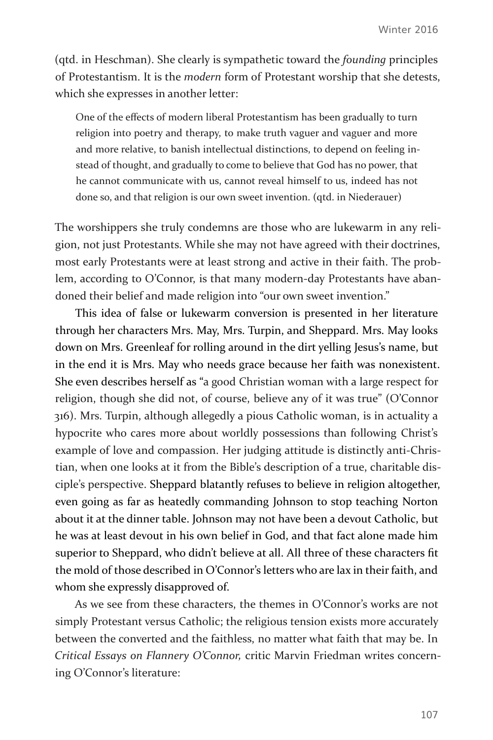(qtd. in Heschman). She clearly is sympathetic toward the *founding* principles of Protestantism. It is the *modern* form of Protestant worship that she detests, which she expresses in another letter:

> One of the effects of modern liberal Protestantism has been gradually to turn religion into poetry and therapy, to make truth vaguer and vaguer and more and more relative, to banish intellectual distinctions, to depend on feeling instead of thought, and gradually to come to believe that God has no power, that he cannot communicate with us, cannot reveal himself to us, indeed has not done so, and that religion is our own sweet invention. (qtd. in Niederauer)

The worshippers she truly condemns are those who are lukewarm in any religion, not just Protestants. While she may not have agreed with their doctrines, most early Protestants were at least strong and active in their faith. The problem, according to O'Connor, is that many modern-day Protestants have abandoned their belief and made religion into "our own sweet invention."

This idea of false or lukewarm conversion is presented in her literature through her characters Mrs. May, Mrs. Turpin, and Sheppard. Mrs. May looks down on Mrs. Greenleaf for rolling around in the dirt yelling Jesus's name, but in the end it is Mrs. May who needs grace because her faith was nonexistent. She even describes herself as "a good Christian woman with a large respect for religion, though she did not, of course, believe any of it was true" (O'Connor 316). Mrs. Turpin, although allegedly a pious Catholic woman, is in actuality a hypocrite who cares more about worldly possessions than following Christ's example of love and compassion. Her judging attitude is distinctly anti-Christian, when one looks at it from the Bible's description of a true, charitable disciple's perspective. Sheppard blatantly refuses to believe in religion altogether, even going as far as heatedly commanding Johnson to stop teaching Norton about it at the dinner table. Johnson may not have been a devout Catholic, but he was at least devout in his own belief in God, and that fact alone made him superior to Sheppard, who didn't believe at all. All three of these characters fit the mold of those described in O'Connor's letters who are lax in their faith, and whom she expressly disapproved of.

As we see from these characters, the themes in O'Connor's works are not simply Protestant versus Catholic; the religious tension exists more accurately between the converted and the faithless, no matter what faith that may be. In *Critical Essays on Flannery O'Connor,* critic Marvin Friedman writes concerning O'Connor's literature: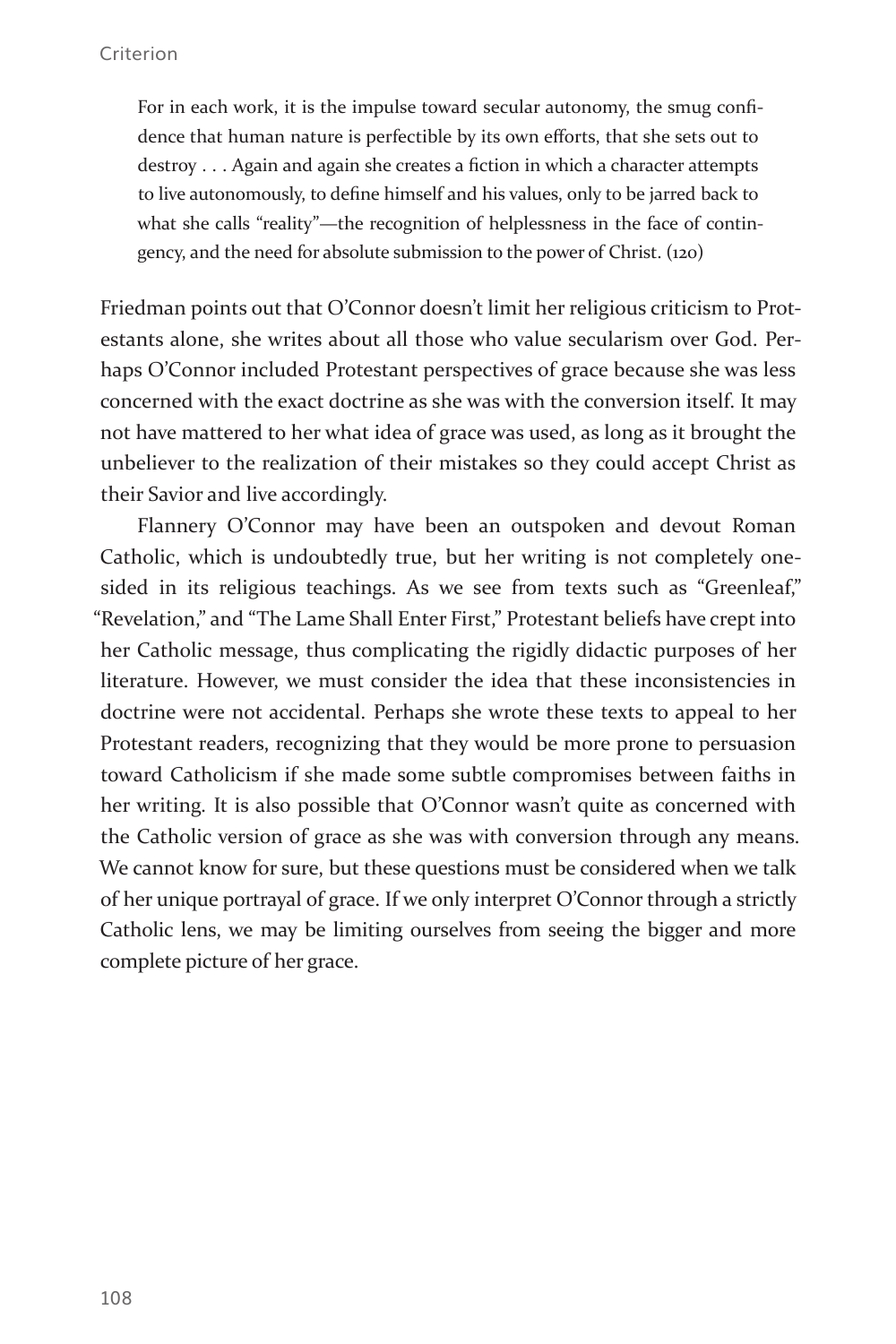> For in each work, it is the impulse toward secular autonomy, the smug confidence that human nature is perfectible by its own efforts, that she sets out to destroy . . . Again and again she creates a fiction in which a character attempts to live autonomously, to define himself and his values, only to be jarred back to what she calls "reality"—the recognition of helplessness in the face of contingency, and the need for absolute submission to the power of Christ. (120)

Friedman points out that O'Connor doesn't limit her religious criticism to Protestants alone, she writes about all those who value secularism over God. Perhaps O'Connor included Protestant perspectives of grace because she was less concerned with the exact doctrine as she was with the conversion itself. It may not have mattered to her what idea of grace was used, as long as it brought the unbeliever to the realization of their mistakes so they could accept Christ as their Savior and live accordingly.

Flannery O'Connor may have been an outspoken and devout Roman Catholic, which is undoubtedly true, but her writing is not completely one-sided in its religious teachings. As we see from texts such as "Greenleaf," "Revelation," and "The Lame Shall Enter First," Protestant beliefs have crept into her Catholic message, thus complicating the rigidly didactic purposes of her literature. However, we must consider the idea that these inconsistencies in doctrine were not accidental. Perhaps she wrote these texts to appeal to her Protestant readers, recognizing that they would be more prone to persuasion toward Catholicism if she made some subtle compromises between faiths in her writing. It is also possible that O'Connor wasn't quite as concerned with the Catholic version of grace as she was with conversion through any means. We cannot know for sure, but these questions must be considered when we talk of her unique portrayal of grace. If we only interpret O'Connor through a strictly Catholic lens, we may be limiting ourselves from seeing the bigger and more complete picture of her grace.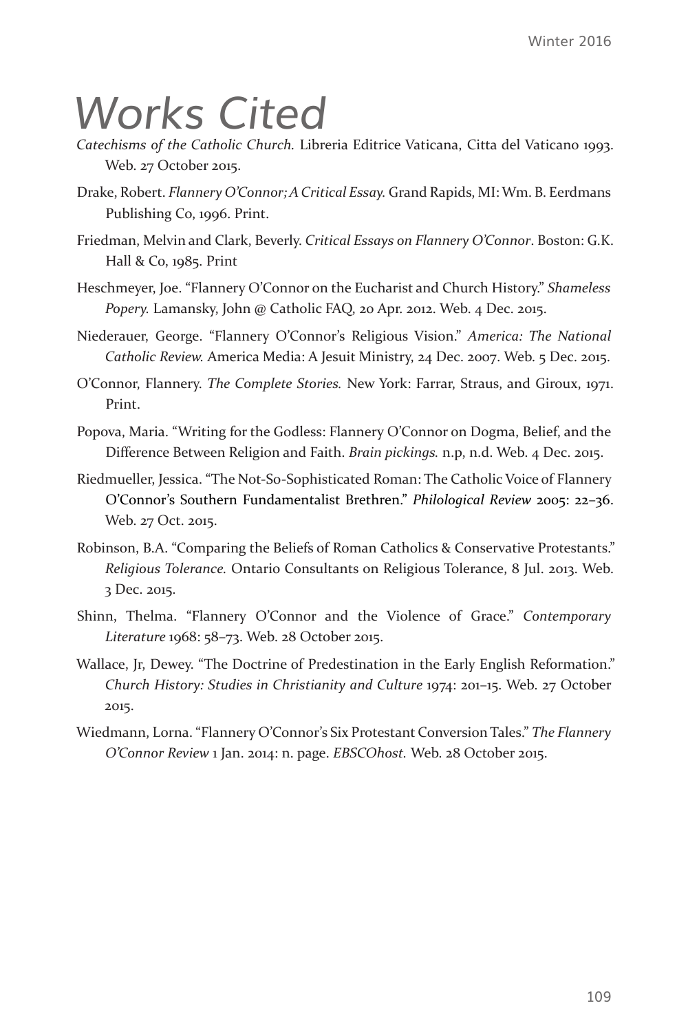# Works Cited

*Catechisms of the Catholic Church.* Libreria Editrice Vaticana, Citta del Vaticano 1993. Web. 27 October 2015.

Drake, Robert. *Flannery O'Connor; A Critical Essay.* Grand Rapids, MI: Wm. B. Eerdmans Publishing Co, 1996. Print.

Friedman, Melvin and Clark, Beverly. *Critical Essays on Flannery O'Connor*. Boston: G.K. Hall & Co, 1985. Print

Heschmeyer, Joe. "Flannery O'Connor on the Eucharist and Church History." *Shameless Popery.* Lamansky, John @ Catholic FAQ, 20 Apr. 2012. Web. 4 Dec. 2015.

Niederauer, George. "Flannery O'Connor's Religious Vision." *America: The National Catholic Review.* America Media: A Jesuit Ministry, 24 Dec. 2007. Web. 5 Dec. 2015.

O'Connor, Flannery. *The Complete Stories.* New York: Farrar, Straus, and Giroux, 1971. Print.

Popova, Maria. "Writing for the Godless: Flannery O'Connor on Dogma, Belief, and the Difference Between Religion and Faith. *Brain pickings.* n.p, n.d. Web. 4 Dec. 2015.

Riedmueller, Jessica. "The Not-So-Sophisticated Roman: The Catholic Voice of Flannery O'Connor's Southern Fundamentalist Brethren." *Philological Review* 2005: 22–36. Web. 27 Oct. 2015.

Robinson, B.A. "Comparing the Beliefs of Roman Catholics & Conservative Protestants." *Religious Tolerance.* Ontario Consultants on Religious Tolerance, 8 Jul. 2013. Web. 3 Dec. 2015.

Shinn, Thelma. "Flannery O'Connor and the Violence of Grace." *Contemporary Literature* 1968: 58–73. Web. 28 October 2015.

Wallace, Jr, Dewey. "The Doctrine of Predestination in the Early English Reformation." *Church History: Studies in Christianity and Culture* 1974: 201–15. Web. 27 October 2015.

Wiedmann, Lorna. "Flannery O'Connor's Six Protestant Conversion Tales." *The Flannery O'Connor Review* 1 Jan. 2014: n. page. *EBSCOhost.* Web. 28 October 2015.